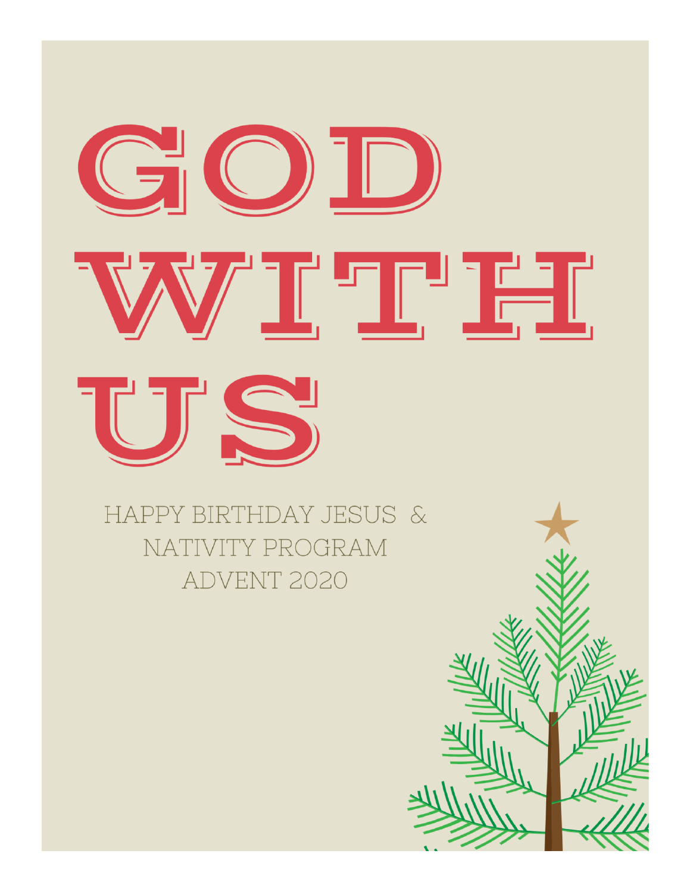# GOD WITH US

HAPPY BIRTHDAY JESUS &
NATIVITY PROGRAM
ADVENT 2020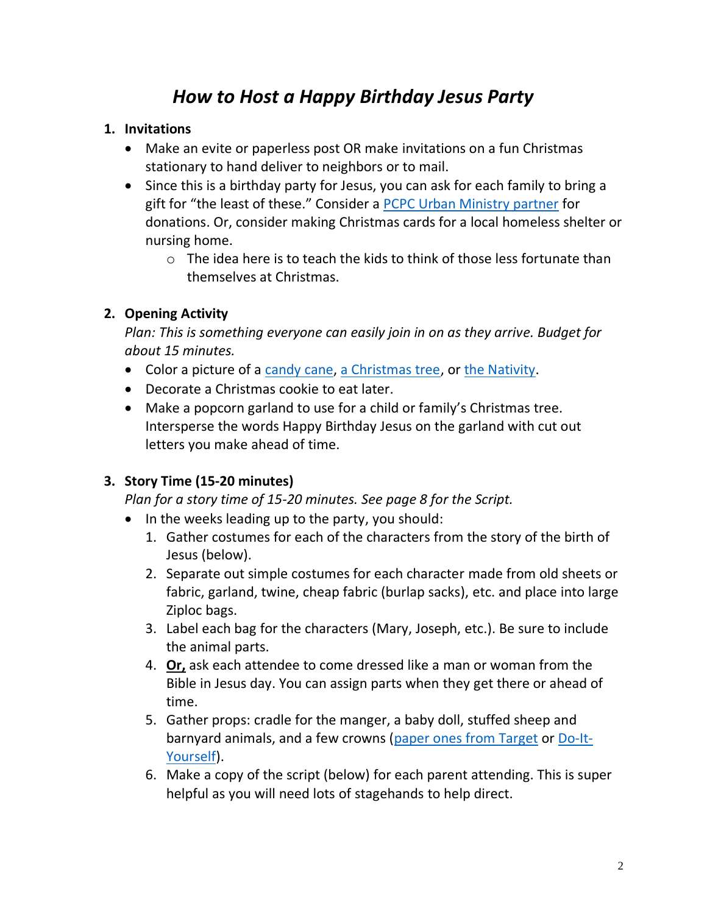# *How to Host a Happy Birthday Jesus Party*

1. **Invitations**
   - Make an evite or paperless post OR make invitations on a fun Christmas stationary to hand deliver to neighbors or to mail.
   - Since this is a birthday party for Jesus, you can ask for each family to bring a gift for "the least of these." Consider a PCPC Urban Ministry partner for donations. Or, consider making Christmas cards for a local homeless shelter or nursing home.
     - The idea here is to teach the kids to think of those less fortunate than themselves at Christmas.

2. **Opening Activity**

   *Plan: This is something everyone can easily join in on as they arrive. Budget for about 15 minutes.*
   - Color a picture of a candy cane, a Christmas tree, or the Nativity.
   - Decorate a Christmas cookie to eat later.
   - Make a popcorn garland to use for a child or family's Christmas tree. Intersperse the words Happy Birthday Jesus on the garland with cut out letters you make ahead of time.

3. **Story Time (15-20 minutes)**

   *Plan for a story time of 15-20 minutes. See page 8 for the Script.*
   - In the weeks leading up to the party, you should:
     1. Gather costumes for each of the characters from the story of the birth of Jesus (below).
     2. Separate out simple costumes for each character made from old sheets or fabric, garland, twine, cheap fabric (burlap sacks), etc. and place into large Ziploc bags.
     3. Label each bag for the characters (Mary, Joseph, etc.). Be sure to include the animal parts.
     4. **Or,** ask each attendee to come dressed like a man or woman from the Bible in Jesus day. You can assign parts when they get there or ahead of time.
     5. Gather props: cradle for the manger, a baby doll, stuffed sheep and barnyard animals, and a few crowns (paper ones from Target or Do-It-Yourself).
     6. Make a copy of the script (below) for each parent attending. This is super helpful as you will need lots of stagehands to help direct.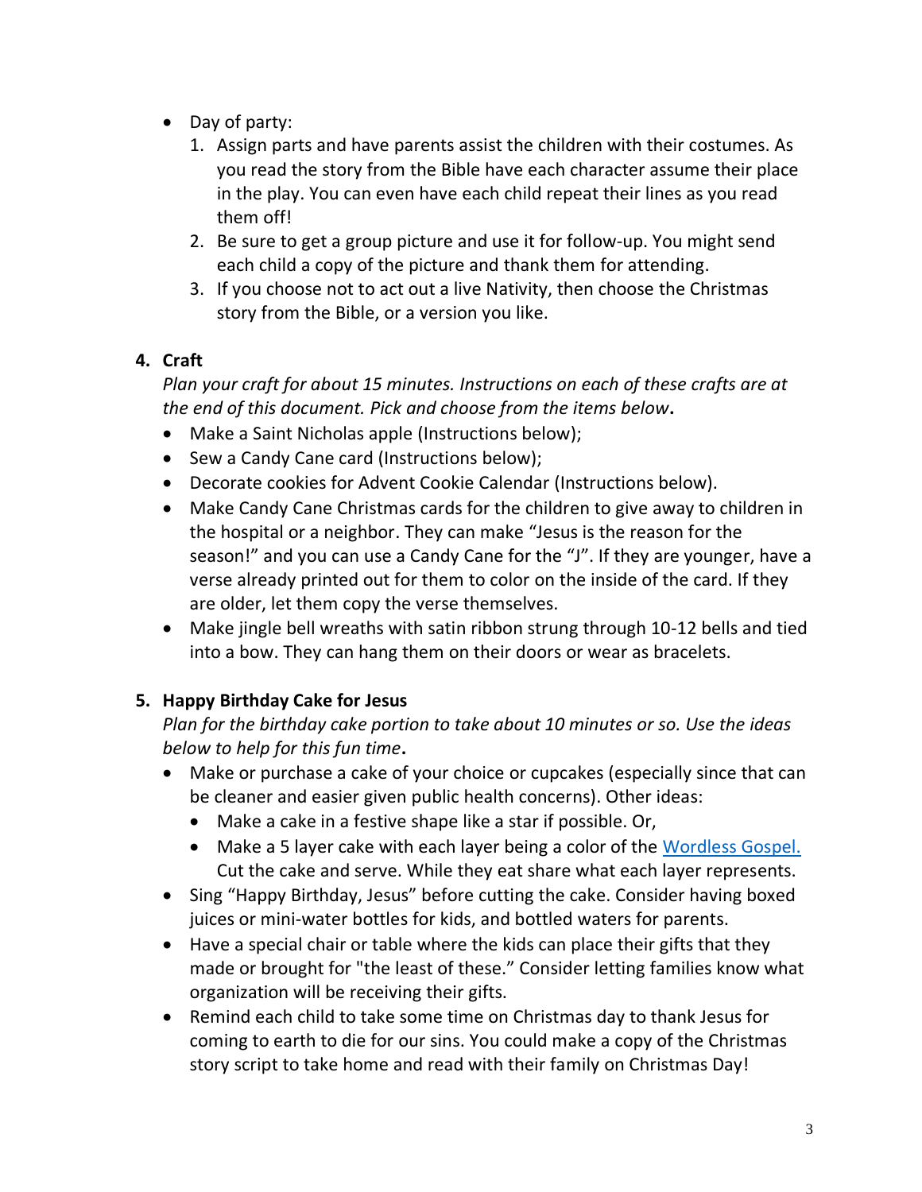- Day of party:
  1. Assign parts and have parents assist the children with their costumes. As you read the story from the Bible have each character assume their place in the play. You can even have each child repeat their lines as you read them off!
  2. Be sure to get a group picture and use it for follow-up. You might send each child a copy of the picture and thank them for attending.
  3. If you choose not to act out a live Nativity, then choose the Christmas story from the Bible, or a version you like.

**4. Craft**

*Plan your craft for about 15 minutes. Instructions on each of these crafts are at the end of this document. Pick and choose from the items below***.**

- Make a Saint Nicholas apple (Instructions below);
- Sew a Candy Cane card (Instructions below);
- Decorate cookies for Advent Cookie Calendar (Instructions below).
- Make Candy Cane Christmas cards for the children to give away to children in the hospital or a neighbor. They can make "Jesus is the reason for the season!" and you can use a Candy Cane for the "J". If they are younger, have a verse already printed out for them to color on the inside of the card. If they are older, let them copy the verse themselves.
- Make jingle bell wreaths with satin ribbon strung through 10-12 bells and tied into a bow. They can hang them on their doors or wear as bracelets.

**5. Happy Birthday Cake for Jesus**

*Plan for the birthday cake portion to take about 10 minutes or so. Use the ideas below to help for this fun time***.**

- Make or purchase a cake of your choice or cupcakes (especially since that can be cleaner and easier given public health concerns). Other ideas:
  - Make a cake in a festive shape like a star if possible. Or,
  - Make a 5 layer cake with each layer being a color of the [Wordless Gospel.](#) Cut the cake and serve. While they eat share what each layer represents.
- Sing "Happy Birthday, Jesus" before cutting the cake. Consider having boxed juices or mini-water bottles for kids, and bottled waters for parents.
- Have a special chair or table where the kids can place their gifts that they made or brought for "the least of these." Consider letting families know what organization will be receiving their gifts.
- Remind each child to take some time on Christmas day to thank Jesus for coming to earth to die for our sins. You could make a copy of the Christmas story script to take home and read with their family on Christmas Day!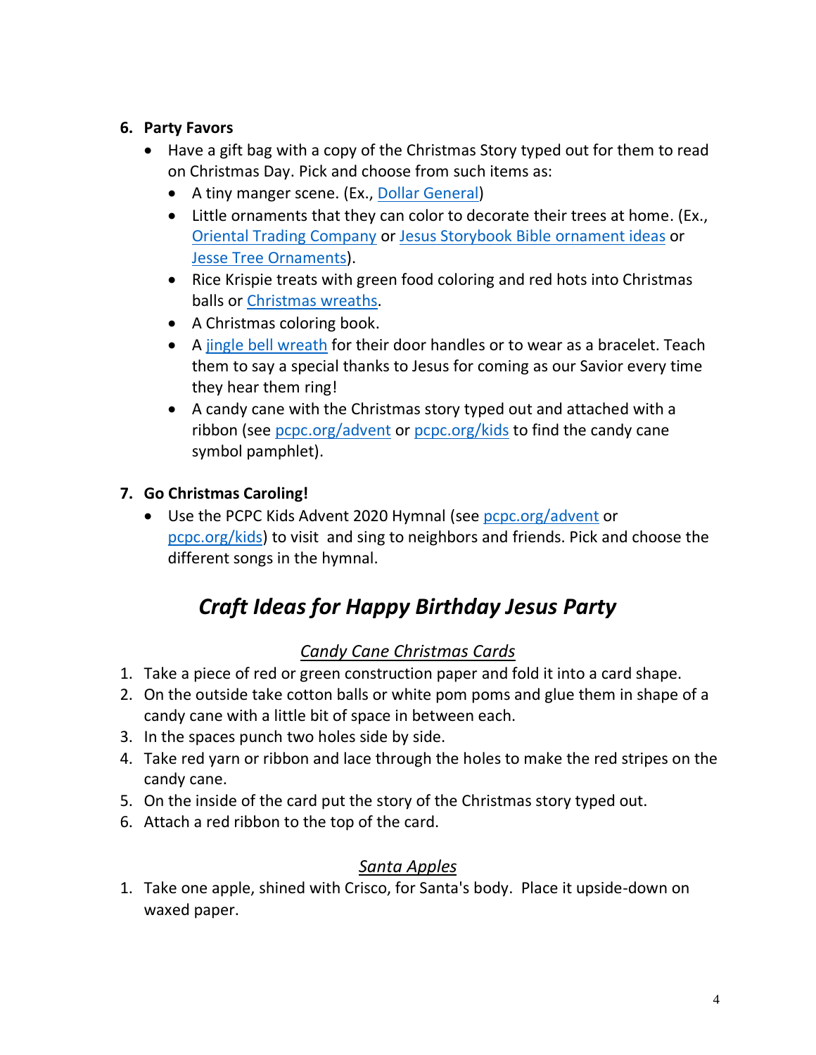6. **Party Favors**
    - Have a gift bag with a copy of the Christmas Story typed out for them to read on Christmas Day. Pick and choose from such items as:
        - A tiny manger scene. (Ex., Dollar General)
        - Little ornaments that they can color to decorate their trees at home. (Ex., Oriental Trading Company or Jesus Storybook Bible ornament ideas or Jesse Tree Ornaments).
        - Rice Krispie treats with green food coloring and red hots into Christmas balls or Christmas wreaths.
        - A Christmas coloring book.
        - A jingle bell wreath for their door handles or to wear as a bracelet. Teach them to say a special thanks to Jesus for coming as our Savior every time they hear them ring!
        - A candy cane with the Christmas story typed out and attached with a ribbon (see pcpc.org/advent or pcpc.org/kids to find the candy cane symbol pamphlet).

7. **Go Christmas Caroling!**
    - Use the PCPC Kids Advent 2020 Hymnal (see pcpc.org/advent or pcpc.org/kids) to visit and sing to neighbors and friends. Pick and choose the different songs in the hymnal.

## *Craft Ideas for Happy Birthday Jesus Party*

### Candy Cane Christmas Cards

1. Take a piece of red or green construction paper and fold it into a card shape.
2. On the outside take cotton balls or white pom poms and glue them in shape of a candy cane with a little bit of space in between each.
3. In the spaces punch two holes side by side.
4. Take red yarn or ribbon and lace through the holes to make the red stripes on the candy cane.
5. On the inside of the card put the story of the Christmas story typed out.
6. Attach a red ribbon to the top of the card.

### Santa Apples

1. Take one apple, shined with Crisco, for Santa's body. Place it upside-down on waxed paper.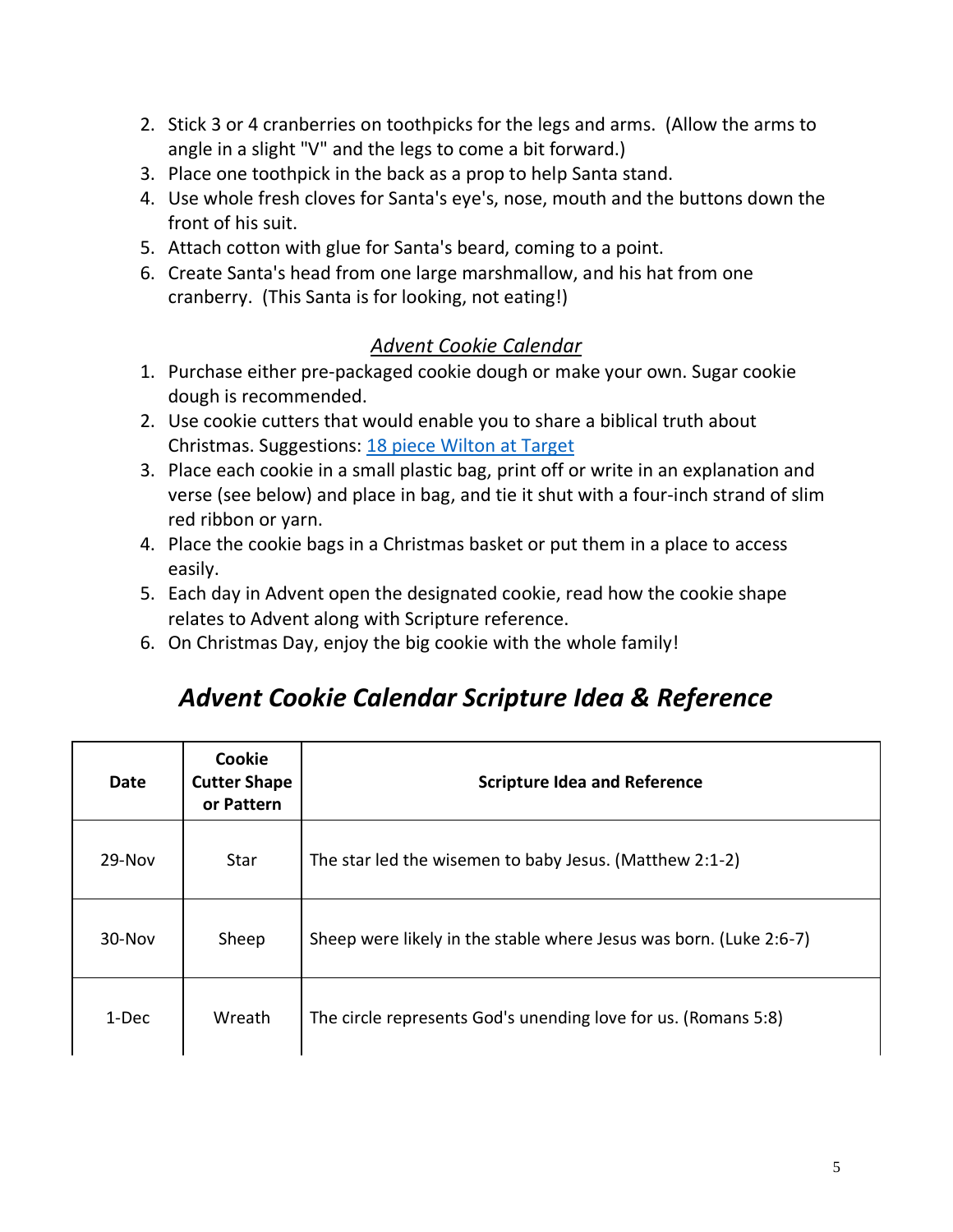2. Stick 3 or 4 cranberries on toothpicks for the legs and arms. (Allow the arms to angle in a slight "V" and the legs to come a bit forward.)
3. Place one toothpick in the back as a prop to help Santa stand.
4. Use whole fresh cloves for Santa's eye's, nose, mouth and the buttons down the front of his suit.
5. Attach cotton with glue for Santa's beard, coming to a point.
6. Create Santa's head from one large marshmallow, and his hat from one cranberry. (This Santa is for looking, not eating!)

*Advent Cookie Calendar*

1. Purchase either pre-packaged cookie dough or make your own. Sugar cookie dough is recommended.
2. Use cookie cutters that would enable you to share a biblical truth about Christmas. Suggestions: 18 piece Wilton at Target
3. Place each cookie in a small plastic bag, print off or write in an explanation and verse (see below) and place in bag, and tie it shut with a four-inch strand of slim red ribbon or yarn.
4. Place the cookie bags in a Christmas basket or put them in a place to access easily.
5. Each day in Advent open the designated cookie, read how the cookie shape relates to Advent along with Scripture reference.
6. On Christmas Day, enjoy the big cookie with the whole family!

## *Advent Cookie Calendar Scripture Idea & Reference*

| Date | Cookie Cutter Shape or Pattern | Scripture Idea and Reference |
|---|---|---|
| 29-Nov | Star | The star led the wisemen to baby Jesus. (Matthew 2:1-2) |
| 30-Nov | Sheep | Sheep were likely in the stable where Jesus was born. (Luke 2:6-7) |
| 1-Dec | Wreath | The circle represents God's unending love for us. (Romans 5:8) |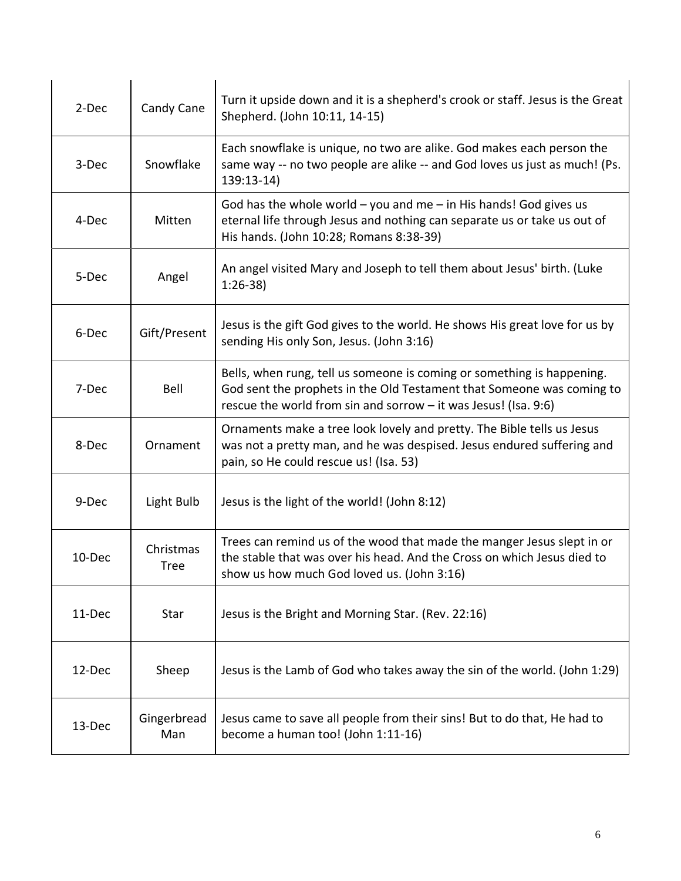| | | |
|---|---|---|
| 2-Dec | Candy Cane | Turn it upside down and it is a shepherd's crook or staff. Jesus is the Great Shepherd. (John 10:11, 14-15) |
| 3-Dec | Snowflake | Each snowflake is unique, no two are alike. God makes each person the same way -- no two people are alike -- and God loves us just as much! (Ps. 139:13-14) |
| 4-Dec | Mitten | God has the whole world – you and me – in His hands! God gives us eternal life through Jesus and nothing can separate us or take us out of His hands. (John 10:28; Romans 8:38-39) |
| 5-Dec | Angel | An angel visited Mary and Joseph to tell them about Jesus' birth. (Luke 1:26-38) |
| 6-Dec | Gift/Present | Jesus is the gift God gives to the world. He shows His great love for us by sending His only Son, Jesus. (John 3:16) |
| 7-Dec | Bell | Bells, when rung, tell us someone is coming or something is happening. God sent the prophets in the Old Testament that Someone was coming to rescue the world from sin and sorrow – it was Jesus! (Isa. 9:6) |
| 8-Dec | Ornament | Ornaments make a tree look lovely and pretty. The Bible tells us Jesus was not a pretty man, and he was despised. Jesus endured suffering and pain, so He could rescue us! (Isa. 53) |
| 9-Dec | Light Bulb | Jesus is the light of the world! (John 8:12) |
| 10-Dec | Christmas Tree | Trees can remind us of the wood that made the manger Jesus slept in or the stable that was over his head. And the Cross on which Jesus died to show us how much God loved us. (John 3:16) |
| 11-Dec | Star | Jesus is the Bright and Morning Star. (Rev. 22:16) |
| 12-Dec | Sheep | Jesus is the Lamb of God who takes away the sin of the world. (John 1:29) |
| 13-Dec | Gingerbread Man | Jesus came to save all people from their sins! But to do that, He had to become a human too! (John 1:11-16) |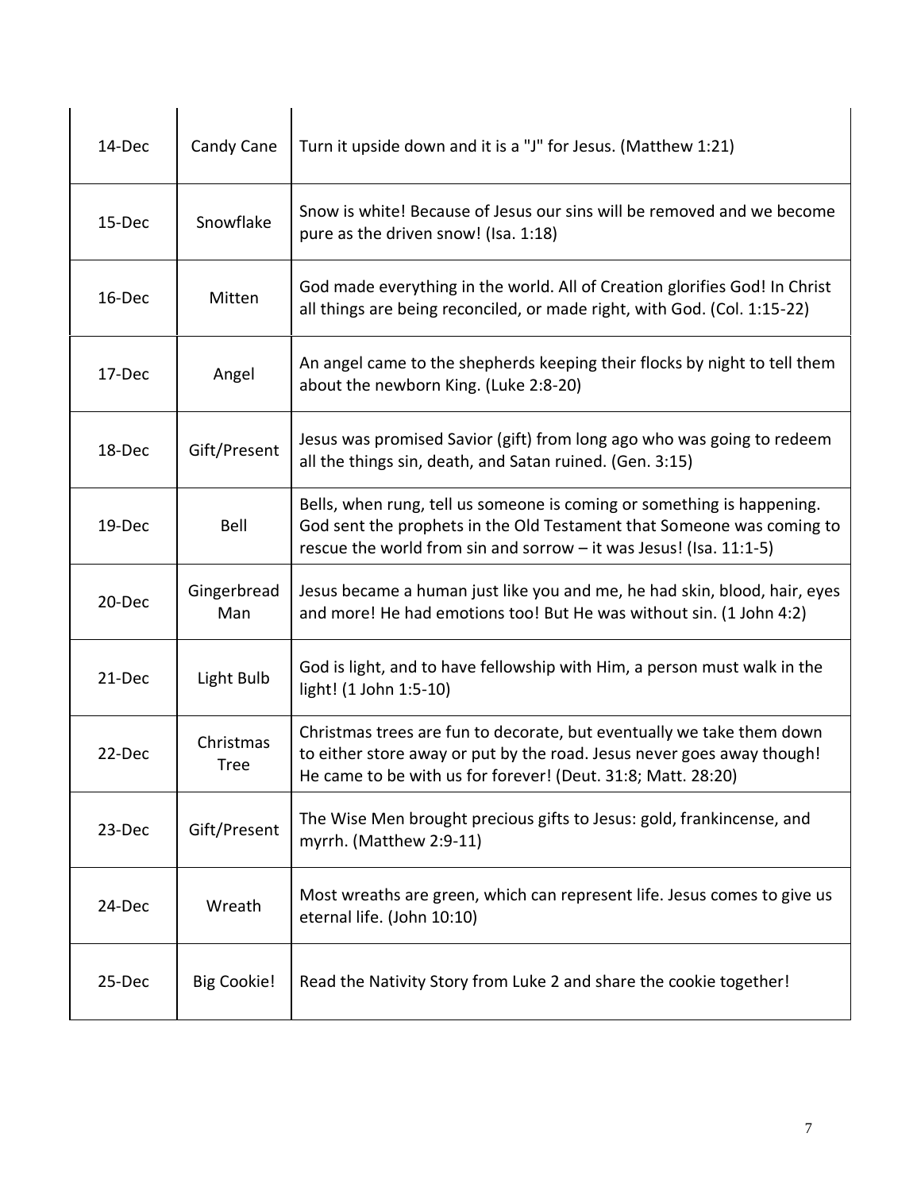| 14-Dec | Candy Cane | Turn it upside down and it is a "J" for Jesus. (Matthew 1:21) |
|---|---|---|
| 15-Dec | Snowflake | Snow is white! Because of Jesus our sins will be removed and we become pure as the driven snow! (Isa. 1:18) |
| 16-Dec | Mitten | God made everything in the world. All of Creation glorifies God! In Christ all things are being reconciled, or made right, with God. (Col. 1:15-22) |
| 17-Dec | Angel | An angel came to the shepherds keeping their flocks by night to tell them about the newborn King. (Luke 2:8-20) |
| 18-Dec | Gift/Present | Jesus was promised Savior (gift) from long ago who was going to redeem all the things sin, death, and Satan ruined. (Gen. 3:15) |
| 19-Dec | Bell | Bells, when rung, tell us someone is coming or something is happening. God sent the prophets in the Old Testament that Someone was coming to rescue the world from sin and sorrow – it was Jesus! (Isa. 11:1-5) |
| 20-Dec | Gingerbread Man | Jesus became a human just like you and me, he had skin, blood, hair, eyes and more! He had emotions too! But He was without sin. (1 John 4:2) |
| 21-Dec | Light Bulb | God is light, and to have fellowship with Him, a person must walk in the light! (1 John 1:5-10) |
| 22-Dec | Christmas Tree | Christmas trees are fun to decorate, but eventually we take them down to either store away or put by the road. Jesus never goes away though! He came to be with us for forever! (Deut. 31:8; Matt. 28:20) |
| 23-Dec | Gift/Present | The Wise Men brought precious gifts to Jesus: gold, frankincense, and myrrh. (Matthew 2:9-11) |
| 24-Dec | Wreath | Most wreaths are green, which can represent life. Jesus comes to give us eternal life. (John 10:10) |
| 25-Dec | Big Cookie! | Read the Nativity Story from Luke 2 and share the cookie together! |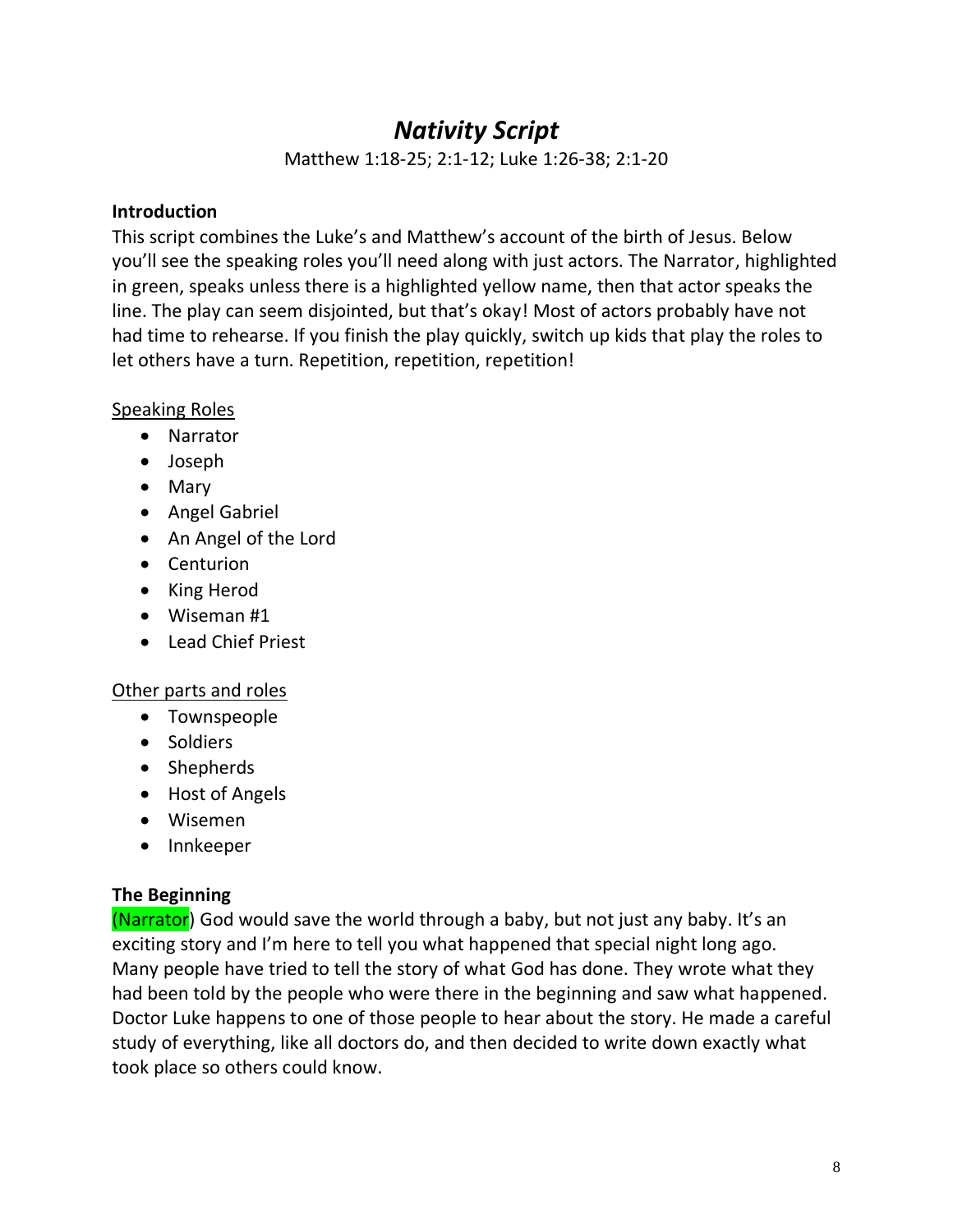# *Nativity Script*

Matthew 1:18-25; 2:1-12; Luke 1:26-38; 2:1-20

**Introduction**

This script combines the Luke's and Matthew's account of the birth of Jesus. Below you'll see the speaking roles you'll need along with just actors. The Narrator, highlighted in green, speaks unless there is a highlighted yellow name, then that actor speaks the line. The play can seem disjointed, but that's okay! Most of actors probably have not had time to rehearse. If you finish the play quickly, switch up kids that play the roles to let others have a turn. Repetition, repetition, repetition!

Speaking Roles

- Narrator
- Joseph
- Mary
- Angel Gabriel
- An Angel of the Lord
- Centurion
- King Herod
- Wiseman #1
- Lead Chief Priest

Other parts and roles

- Townspeople
- Soldiers
- Shepherds
- Host of Angels
- Wisemen
- Innkeeper

**The Beginning**

(Narrator) God would save the world through a baby, but not just any baby. It's an exciting story and I'm here to tell you what happened that special night long ago. Many people have tried to tell the story of what God has done. They wrote what they had been told by the people who were there in the beginning and saw what happened. Doctor Luke happens to one of those people to hear about the story. He made a careful study of everything, like all doctors do, and then decided to write down exactly what took place so others could know.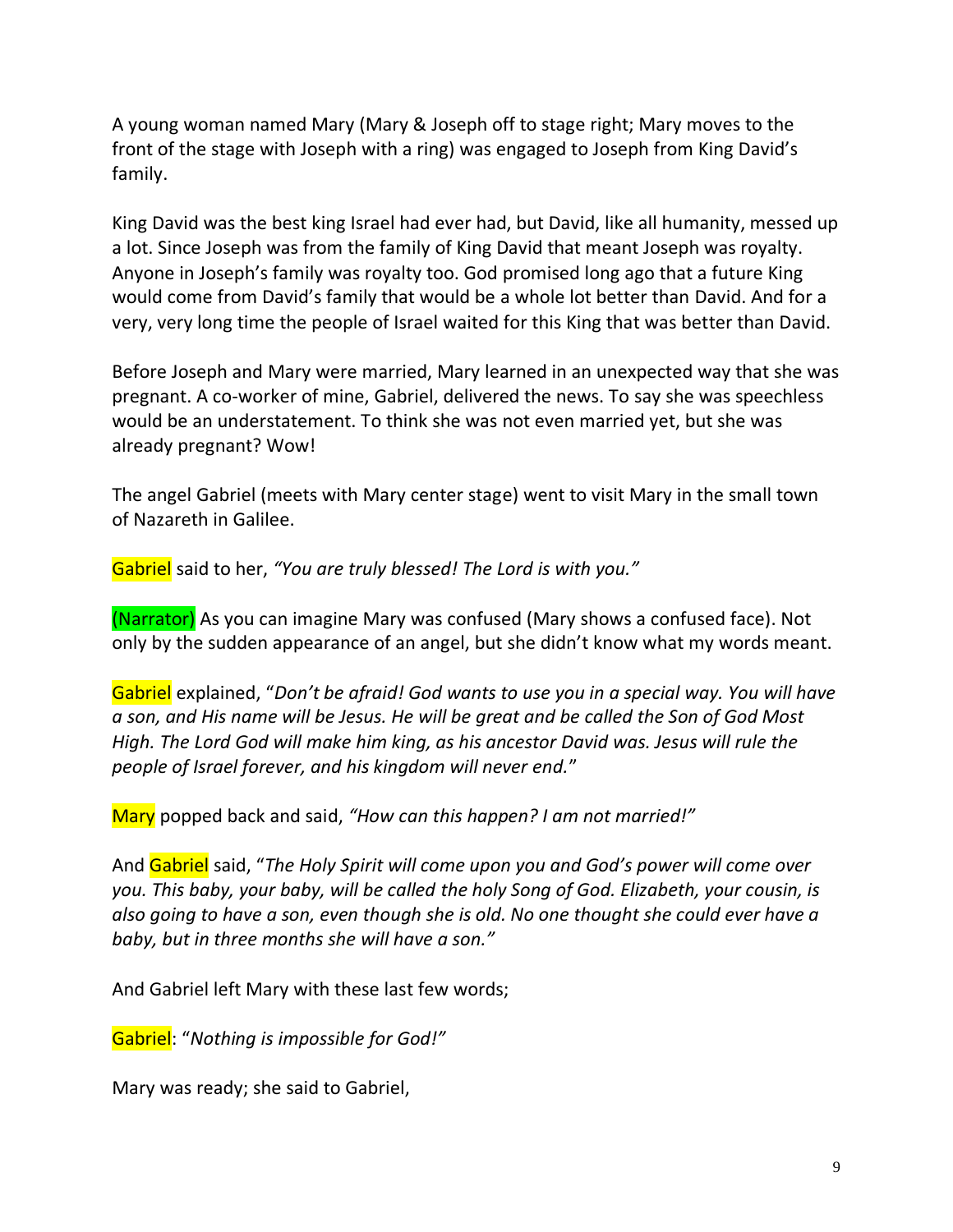A young woman named Mary (Mary & Joseph off to stage right; Mary moves to the front of the stage with Joseph with a ring) was engaged to Joseph from King David's family.

King David was the best king Israel had ever had, but David, like all humanity, messed up a lot. Since Joseph was from the family of King David that meant Joseph was royalty. Anyone in Joseph's family was royalty too. God promised long ago that a future King would come from David's family that would be a whole lot better than David. And for a very, very long time the people of Israel waited for this King that was better than David.

Before Joseph and Mary were married, Mary learned in an unexpected way that she was pregnant. A co-worker of mine, Gabriel, delivered the news. To say she was speechless would be an understatement. To think she was not even married yet, but she was already pregnant? Wow!

The angel Gabriel (meets with Mary center stage) went to visit Mary in the small town of Nazareth in Galilee.

Gabriel said to her, *"You are truly blessed! The Lord is with you."*

(Narrator) As you can imagine Mary was confused (Mary shows a confused face). Not only by the sudden appearance of an angel, but she didn't know what my words meant.

Gabriel explained, "*Don't be afraid! God wants to use you in a special way. You will have a son, and His name will be Jesus. He will be great and be called the Son of God Most High. The Lord God will make him king, as his ancestor David was. Jesus will rule the people of Israel forever, and his kingdom will never end.*"

Mary popped back and said, *"How can this happen? I am not married!"*

And Gabriel said, "*The Holy Spirit will come upon you and God's power will come over you. This baby, your baby, will be called the holy Song of God. Elizabeth, your cousin, is also going to have a son, even though she is old. No one thought she could ever have a baby, but in three months she will have a son."*

And Gabriel left Mary with these last few words;

Gabriel: "*Nothing is impossible for God!"*

Mary was ready; she said to Gabriel,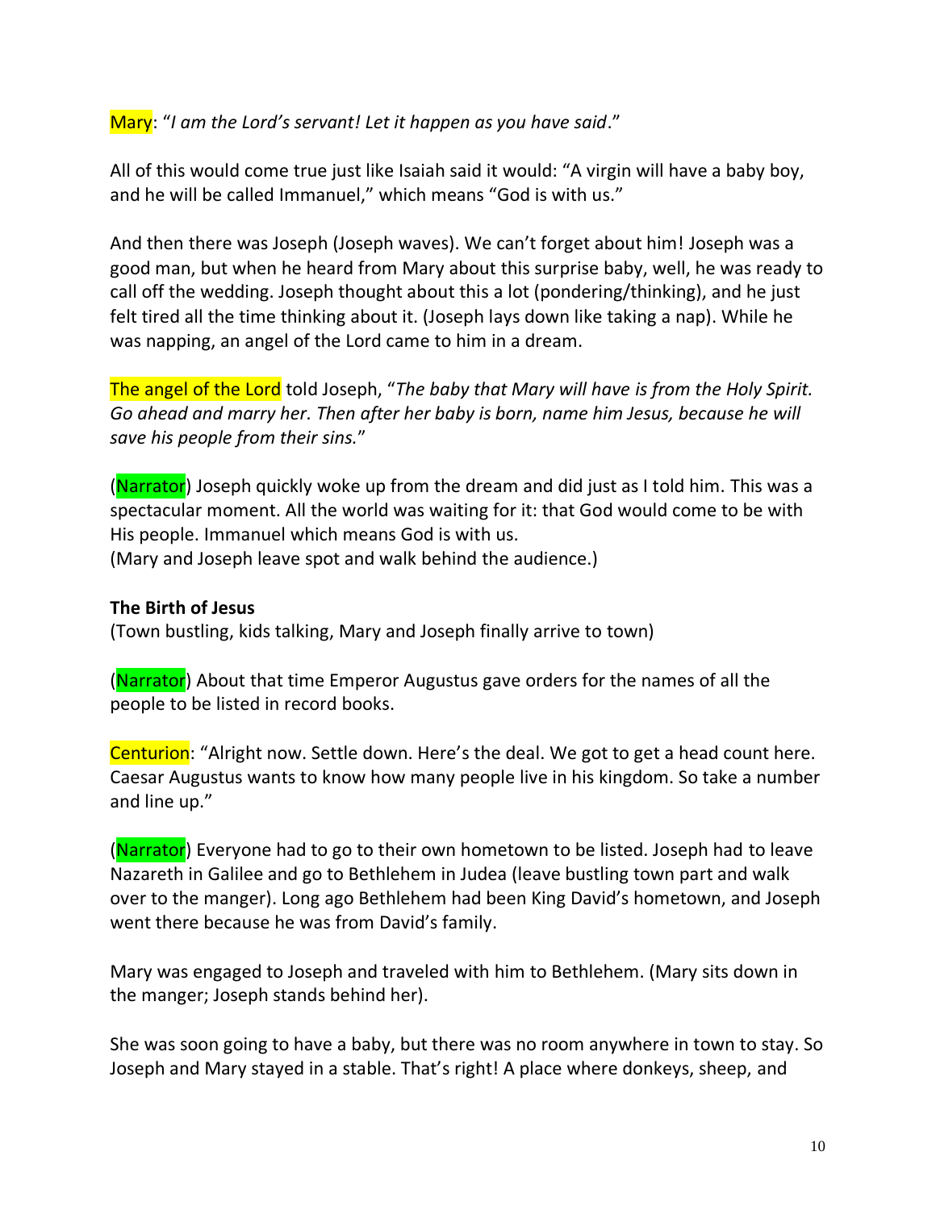Mary: "*I am the Lord's servant! Let it happen as you have said*."

All of this would come true just like Isaiah said it would: "A virgin will have a baby boy, and he will be called Immanuel," which means "God is with us."

And then there was Joseph (Joseph waves). We can't forget about him! Joseph was a good man, but when he heard from Mary about this surprise baby, well, he was ready to call off the wedding. Joseph thought about this a lot (pondering/thinking), and he just felt tired all the time thinking about it. (Joseph lays down like taking a nap). While he was napping, an angel of the Lord came to him in a dream.

The angel of the Lord told Joseph, "*The baby that Mary will have is from the Holy Spirit. Go ahead and marry her. Then after her baby is born, name him Jesus, because he will save his people from their sins.*"

(Narrator) Joseph quickly woke up from the dream and did just as I told him. This was a spectacular moment. All the world was waiting for it: that God would come to be with His people. Immanuel which means God is with us.
(Mary and Joseph leave spot and walk behind the audience.)

**The Birth of Jesus**
(Town bustling, kids talking, Mary and Joseph finally arrive to town)

(Narrator) About that time Emperor Augustus gave orders for the names of all the people to be listed in record books.

Centurion: "Alright now. Settle down. Here's the deal. We got to get a head count here. Caesar Augustus wants to know how many people live in his kingdom. So take a number and line up."

(Narrator) Everyone had to go to their own hometown to be listed. Joseph had to leave Nazareth in Galilee and go to Bethlehem in Judea (leave bustling town part and walk over to the manger). Long ago Bethlehem had been King David's hometown, and Joseph went there because he was from David's family.

Mary was engaged to Joseph and traveled with him to Bethlehem. (Mary sits down in the manger; Joseph stands behind her).

She was soon going to have a baby, but there was no room anywhere in town to stay. So Joseph and Mary stayed in a stable. That's right! A place where donkeys, sheep, and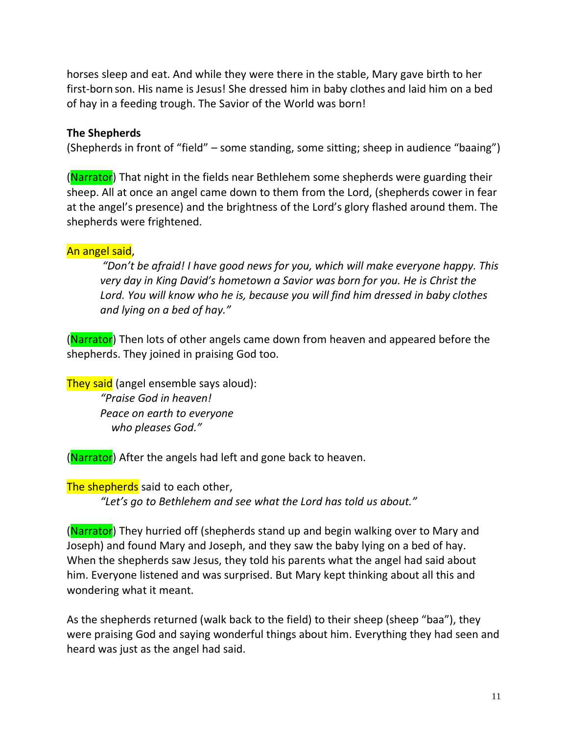horses sleep and eat. And while they were there in the stable, Mary gave birth to her first-born son. His name is Jesus! She dressed him in baby clothes and laid him on a bed of hay in a feeding trough. The Savior of the World was born!

**The Shepherds**

(Shepherds in front of "field" – some standing, some sitting; sheep in audience "baaing")

(Narrator) That night in the fields near Bethlehem some shepherds were guarding their sheep. All at once an angel came down to them from the Lord, (shepherds cower in fear at the angel's presence) and the brightness of the Lord's glory flashed around them. The shepherds were frightened.

An angel said,

> *"Don't be afraid! I have good news for you, which will make everyone happy. This very day in King David's hometown a Savior was born for you. He is Christ the Lord. You will know who he is, because you will find him dressed in baby clothes and lying on a bed of hay."*

(Narrator) Then lots of other angels came down from heaven and appeared before the shepherds. They joined in praising God too.

They said (angel ensemble says aloud):

> *"Praise God in heaven!*
> *Peace on earth to everyone*
> *who pleases God."*

(Narrator) After the angels had left and gone back to heaven.

The shepherds said to each other,

> *"Let's go to Bethlehem and see what the Lord has told us about."*

(Narrator) They hurried off (shepherds stand up and begin walking over to Mary and Joseph) and found Mary and Joseph, and they saw the baby lying on a bed of hay. When the shepherds saw Jesus, they told his parents what the angel had said about him. Everyone listened and was surprised. But Mary kept thinking about all this and wondering what it meant.

As the shepherds returned (walk back to the field) to their sheep (sheep "baa"), they were praising God and saying wonderful things about him. Everything they had seen and heard was just as the angel had said.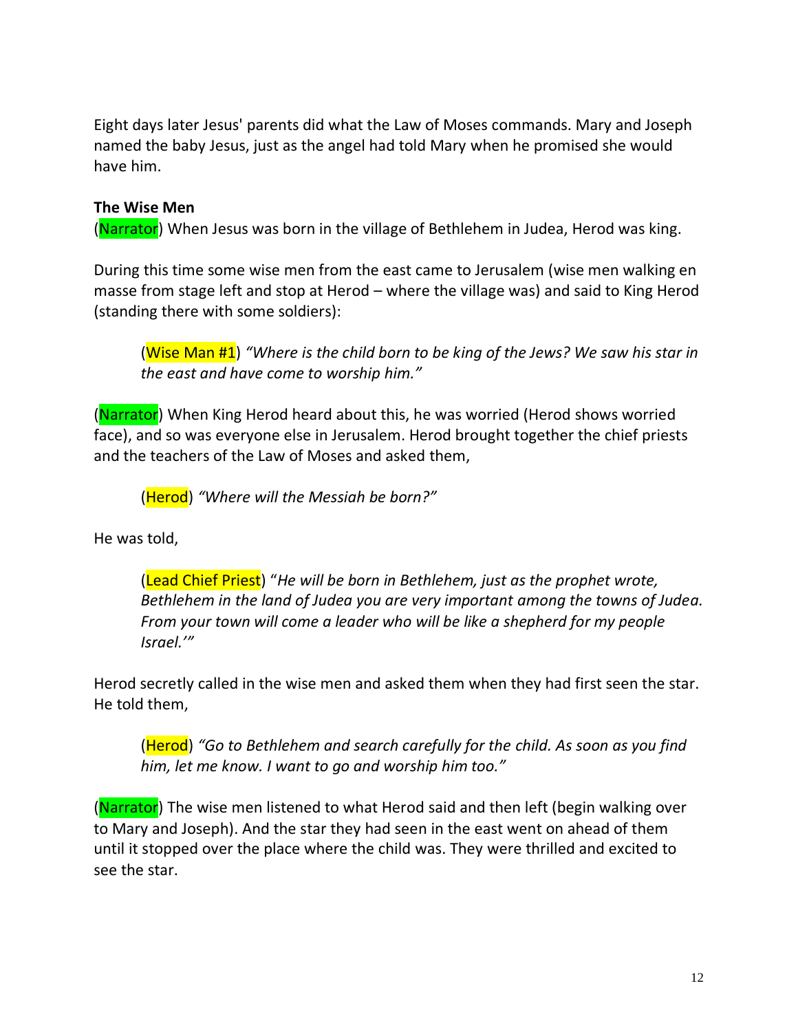Eight days later Jesus' parents did what the Law of Moses commands. Mary and Joseph named the baby Jesus, just as the angel had told Mary when he promised she would have him.

**The Wise Men**

(Narrator) When Jesus was born in the village of Bethlehem in Judea, Herod was king.

During this time some wise men from the east came to Jerusalem (wise men walking en masse from stage left and stop at Herod – where the village was) and said to King Herod (standing there with some soldiers):

> (Wise Man #1) *"Where is the child born to be king of the Jews? We saw his star in the east and have come to worship him."*

(Narrator) When King Herod heard about this, he was worried (Herod shows worried face), and so was everyone else in Jerusalem. Herod brought together the chief priests and the teachers of the Law of Moses and asked them,

> (Herod) *"Where will the Messiah be born?"*

He was told,

> (Lead Chief Priest) "*He will be born in Bethlehem, just as the prophet wrote, Bethlehem in the land of Judea you are very important among the towns of Judea. From your town will come a leader who will be like a shepherd for my people Israel.'"*

Herod secretly called in the wise men and asked them when they had first seen the star. He told them,

> (Herod) *"Go to Bethlehem and search carefully for the child. As soon as you find him, let me know. I want to go and worship him too."*

(Narrator) The wise men listened to what Herod said and then left (begin walking over to Mary and Joseph). And the star they had seen in the east went on ahead of them until it stopped over the place where the child was. They were thrilled and excited to see the star.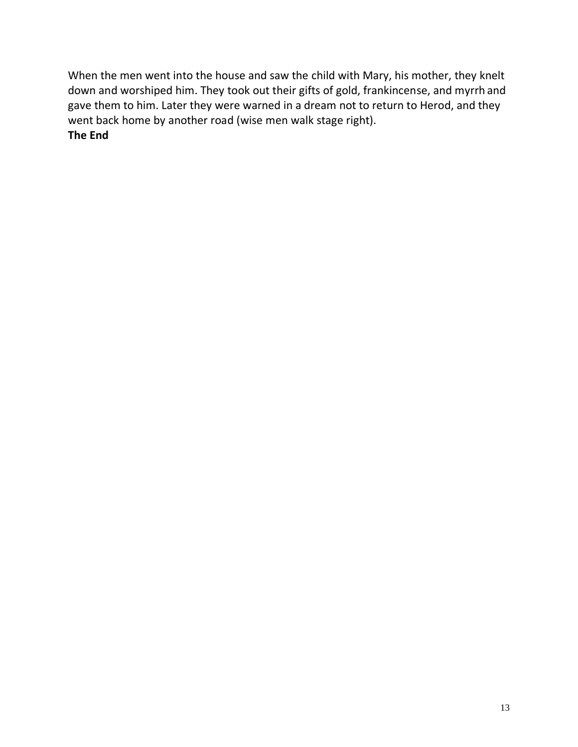When the men went into the house and saw the child with Mary, his mother, they knelt down and worshiped him. They took out their gifts of gold, frankincense, and myrrh and gave them to him. Later they were warned in a dream not to return to Herod, and they went back home by another road (wise men walk stage right).

**The End**